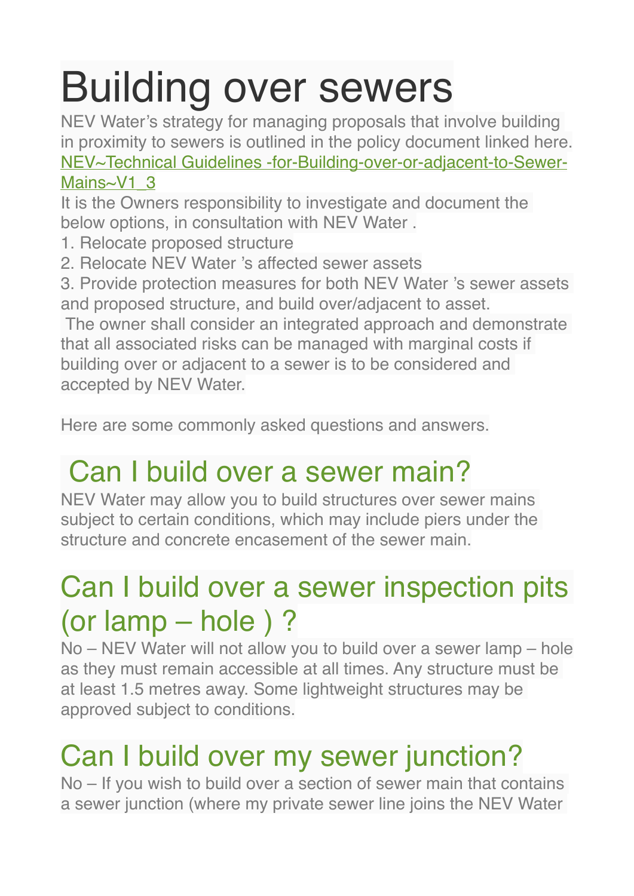# Building over sewers

NEV Water's strategy for managing proposals that involve building in proximity to sewers is outlined in the policy document linked here. [NEV~Technical Guidelines -for-Building-over-or-adjacent-to-Sewer-Mains~V1_3]

It is the Owners responsibility to investigate and document the below options, in consultation with NEV Water .

1. Relocate proposed structure
2. Relocate NEV Water 's affected sewer assets
3. Provide protection measures for both NEV Water 's sewer assets and proposed structure, and build over/adjacent to asset.

The owner shall consider an integrated approach and demonstrate that all associated risks can be managed with marginal costs if building over or adjacent to a sewer is to be considered and accepted by NEV Water.

Here are some commonly asked questions and answers.

## Can I build over a sewer main?

NEV Water may allow you to build structures over sewer mains subject to certain conditions, which may include piers under the structure and concrete encasement of the sewer main.

## Can I build over a sewer inspection pits (or lamp – hole ) ?

No – NEV Water will not allow you to build over a sewer lamp – hole as they must remain accessible at all times. Any structure must be at least 1.5 metres away. Some lightweight structures may be approved subject to conditions.

## Can I build over my sewer junction?

No – If you wish to build over a section of sewer main that contains a sewer junction (where my private sewer line joins the NEV Water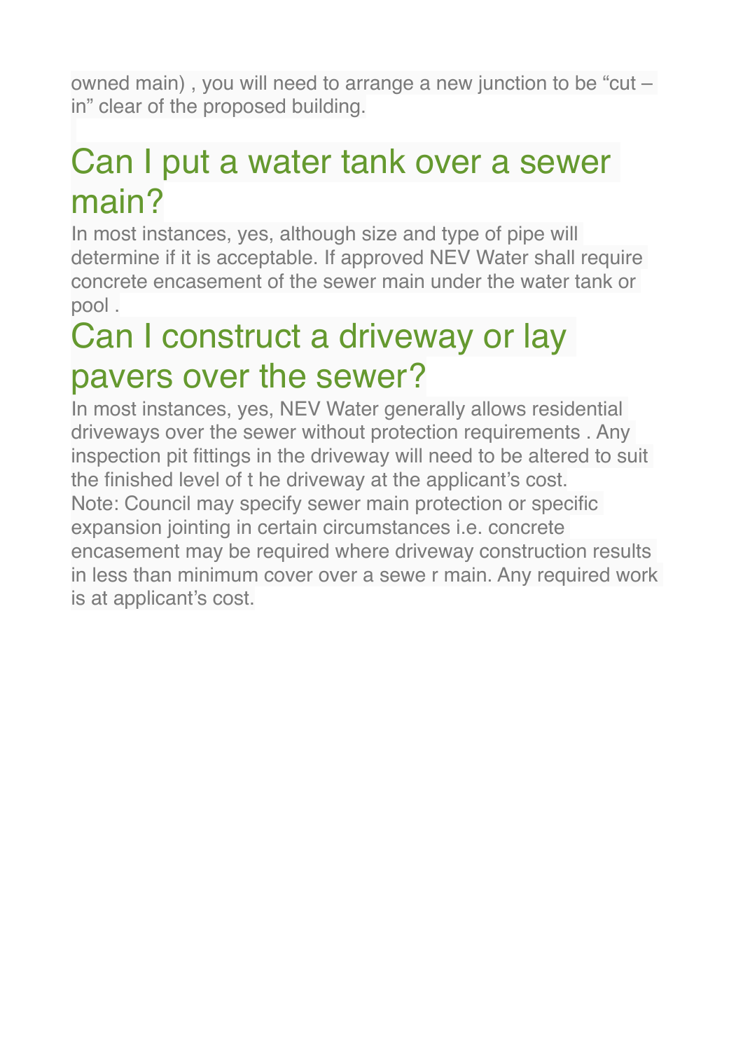owned main) , you will need to arrange a new junction to be "cut – in" clear of the proposed building.

## Can I put a water tank over a sewer main?

In most instances, yes, although size and type of pipe will determine if it is acceptable. If approved NEV Water shall require concrete encasement of the sewer main under the water tank or pool .

## Can I construct a driveway or lay pavers over the sewer?

In most instances, yes, NEV Water generally allows residential driveways over the sewer without protection requirements . Any inspection pit fittings in the driveway will need to be altered to suit the finished level of t he driveway at the applicant's cost.

Note: Council may specify sewer main protection or specific expansion jointing in certain circumstances i.e. concrete encasement may be required where driveway construction results in less than minimum cover over a sewe r main. Any required work is at applicant's cost.